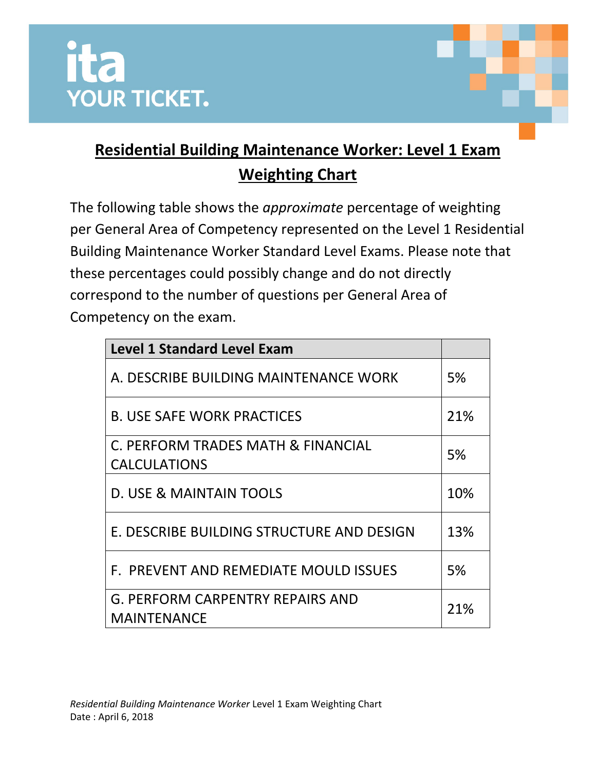# Residential Building Maintenance Worker: Level 1 Exam Weighting Chart

The following table shows the *approximate* percentage of weighting per General Area of Competency represented on the Level 1 Residential Building Maintenance Worker Standard Level Exams. Please note that these percentages could possibly change and do not directly correspond to the number of questions per General Area of Competency on the exam.

| Level 1 Standard Level Exam | |
|---|---|
| A. DESCRIBE BUILDING MAINTENANCE WORK | 5% |
| B. USE SAFE WORK PRACTICES | 21% |
| C. PERFORM TRADES MATH & FINANCIAL CALCULATIONS | 5% |
| D. USE & MAINTAIN TOOLS | 10% |
| E. DESCRIBE BUILDING STRUCTURE AND DESIGN | 13% |
| F. PREVENT AND REMEDIATE MOULD ISSUES | 5% |
| G. PERFORM CARPENTRY REPAIRS AND MAINTENANCE | 21% |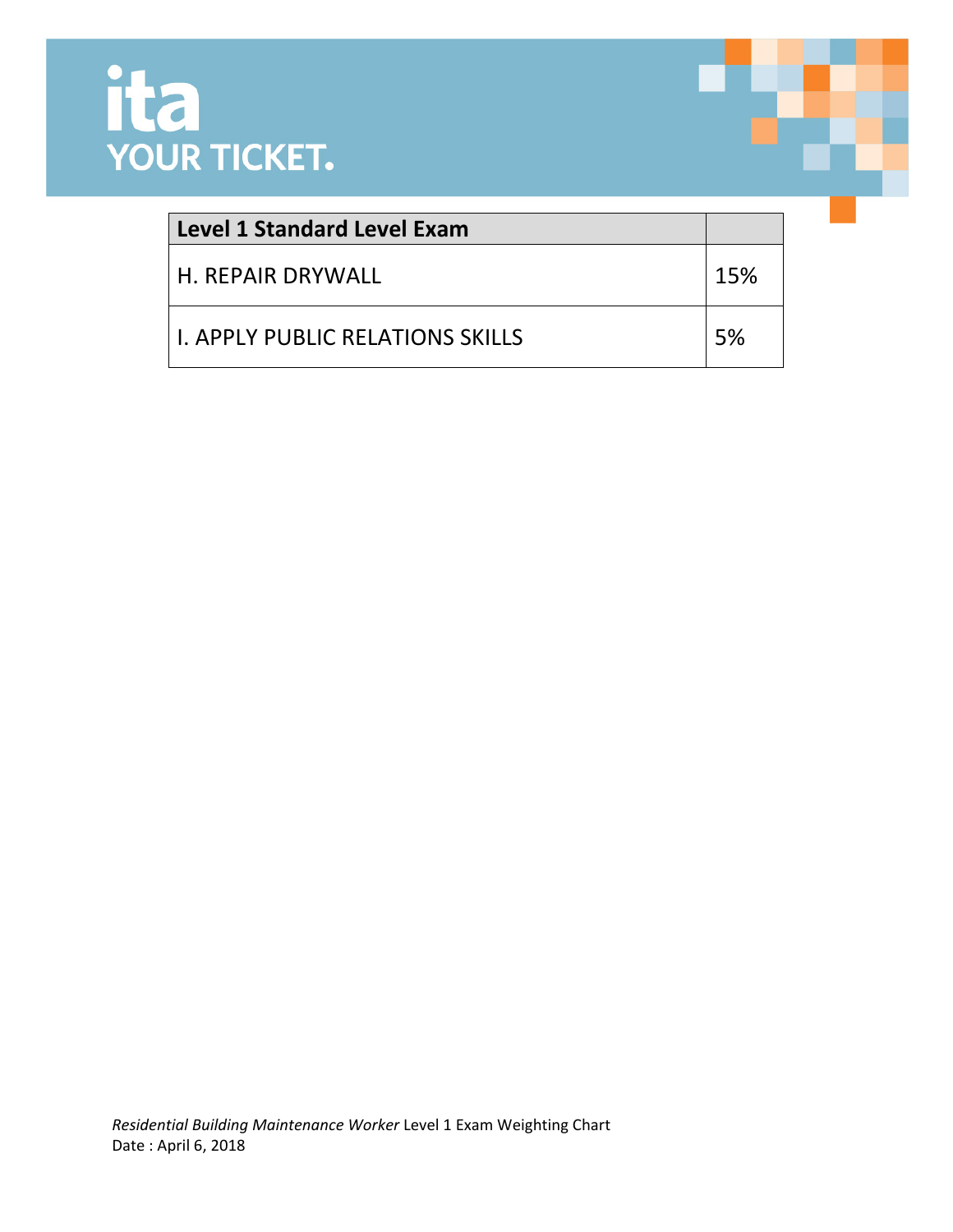| Level 1 Standard Level Exam | |
|---|---|
| H. REPAIR DRYWALL | 15% |
| I. APPLY PUBLIC RELATIONS SKILLS | 5% |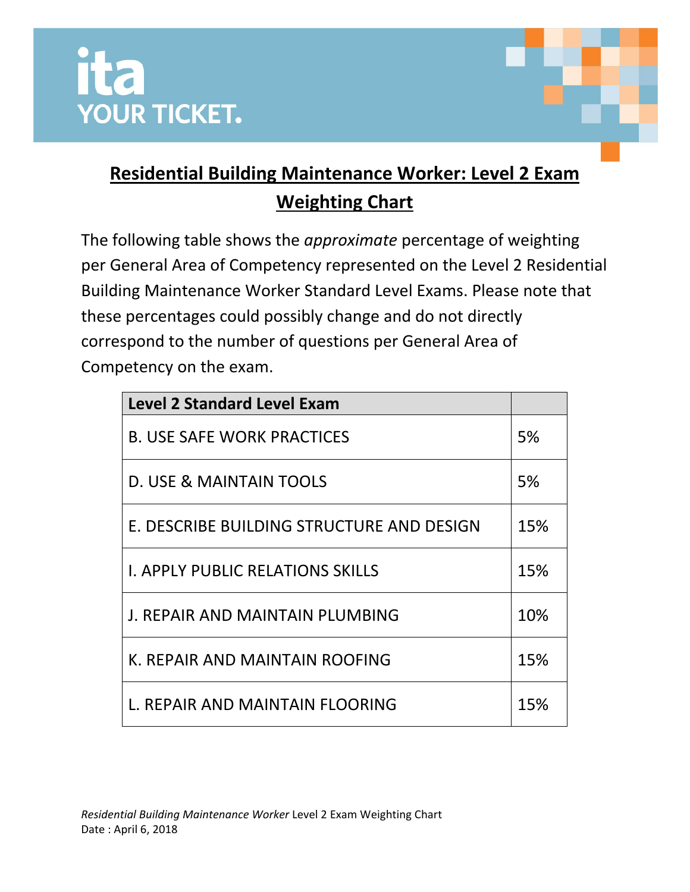ita YOUR TICKET.

# Residential Building Maintenance Worker: Level 2 Exam Weighting Chart

The following table shows the *approximate* percentage of weighting per General Area of Competency represented on the Level 2 Residential Building Maintenance Worker Standard Level Exams. Please note that these percentages could possibly change and do not directly correspond to the number of questions per General Area of Competency on the exam.

| Level 2 Standard Level Exam | |
|---|---|
| B. USE SAFE WORK PRACTICES | 5% |
| D. USE & MAINTAIN TOOLS | 5% |
| E. DESCRIBE BUILDING STRUCTURE AND DESIGN | 15% |
| I. APPLY PUBLIC RELATIONS SKILLS | 15% |
| J. REPAIR AND MAINTAIN PLUMBING | 10% |
| K. REPAIR AND MAINTAIN ROOFING | 15% |
| L. REPAIR AND MAINTAIN FLOORING | 15% |

*Residential Building Maintenance Worker* Level 2 Exam Weighting Chart
Date : April 6, 2018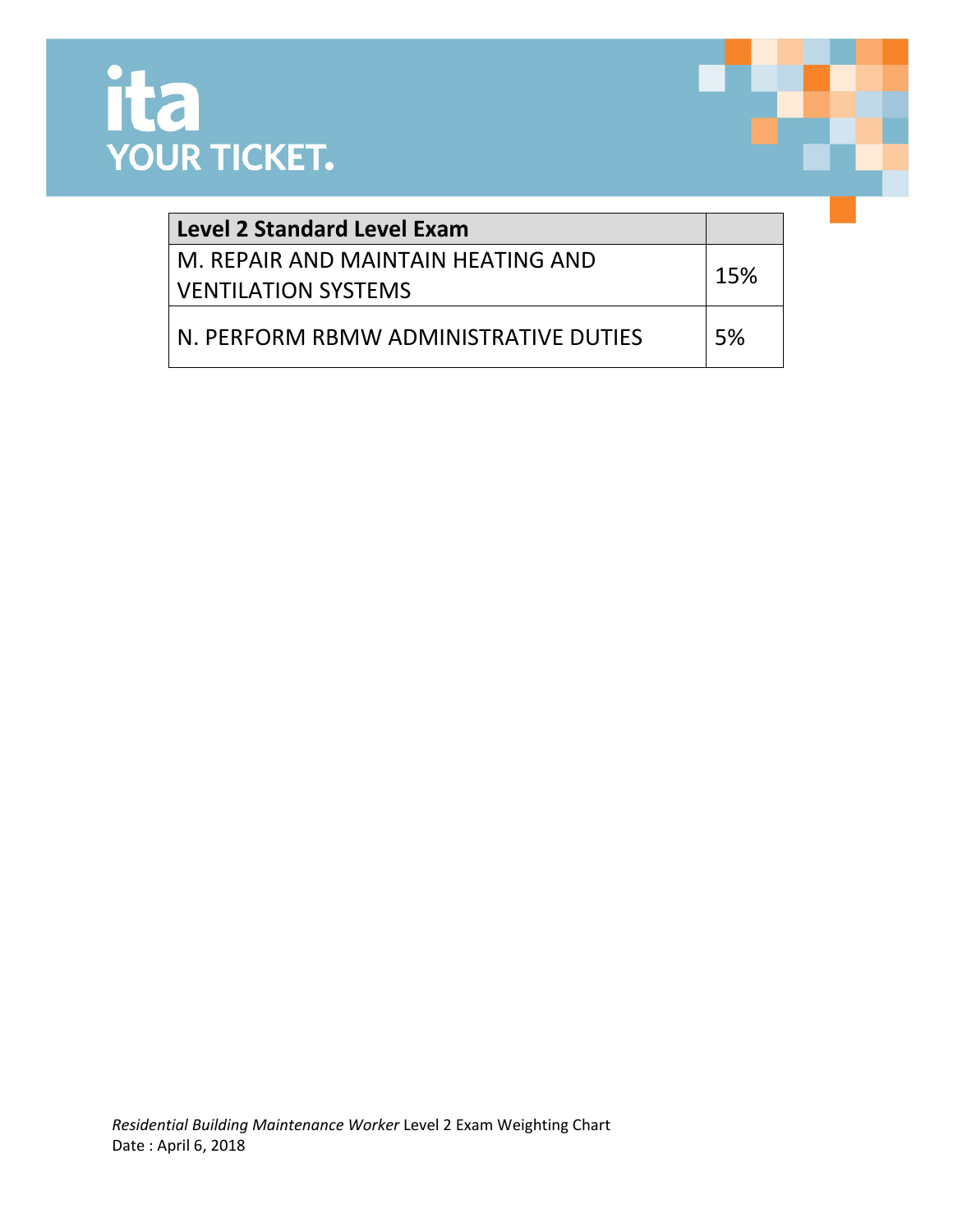| Level 2 Standard Level Exam | |
|---|---|
| M. REPAIR AND MAINTAIN HEATING AND VENTILATION SYSTEMS | 15% |
| N. PERFORM RBMW ADMINISTRATIVE DUTIES | 5% |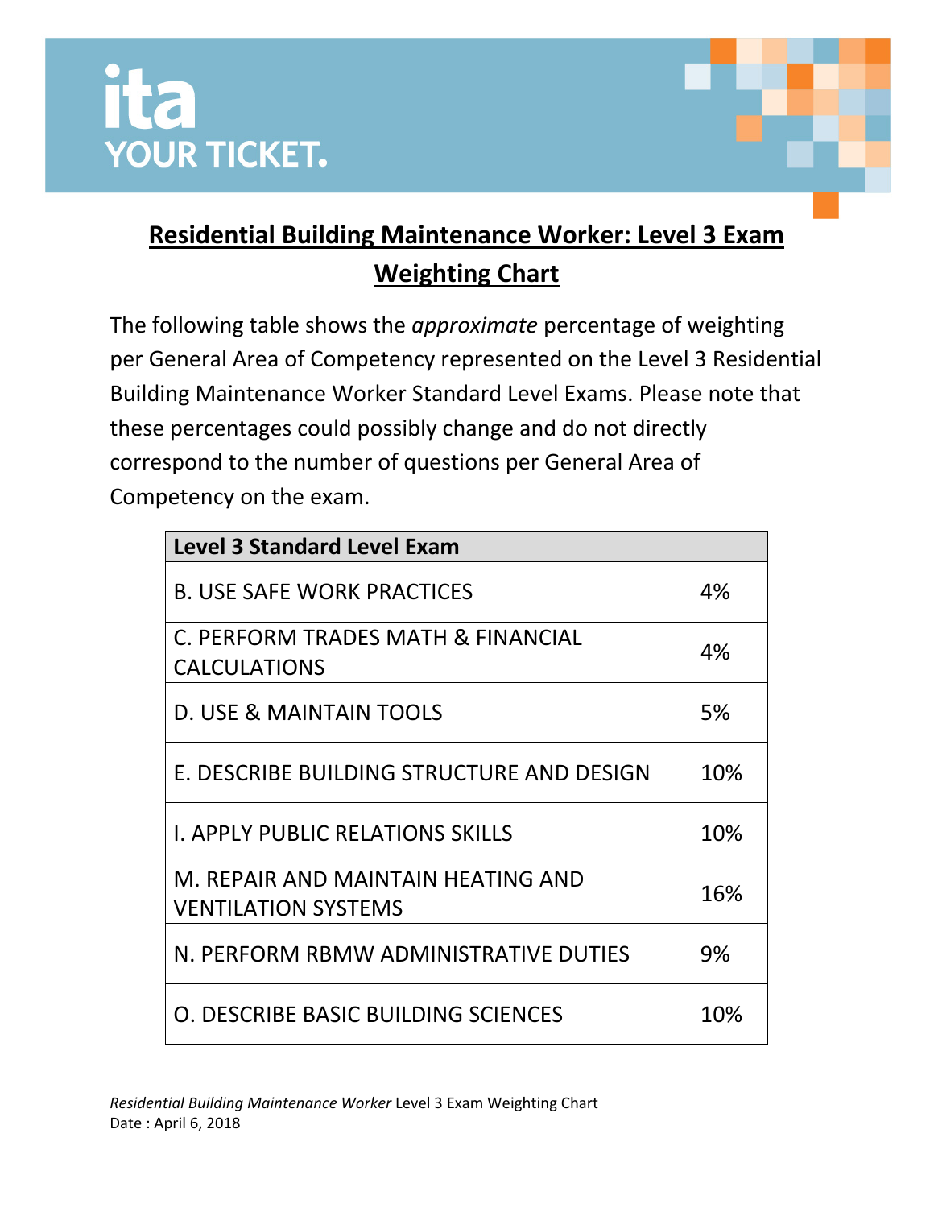# Residential Building Maintenance Worker: Level 3 Exam Weighting Chart

The following table shows the *approximate* percentage of weighting per General Area of Competency represented on the Level 3 Residential Building Maintenance Worker Standard Level Exams. Please note that these percentages could possibly change and do not directly correspond to the number of questions per General Area of Competency on the exam.

| Level 3 Standard Level Exam | |
|---|---|
| B. USE SAFE WORK PRACTICES | 4% |
| C. PERFORM TRADES MATH & FINANCIAL CALCULATIONS | 4% |
| D. USE & MAINTAIN TOOLS | 5% |
| E. DESCRIBE BUILDING STRUCTURE AND DESIGN | 10% |
| I. APPLY PUBLIC RELATIONS SKILLS | 10% |
| M. REPAIR AND MAINTAIN HEATING AND VENTILATION SYSTEMS | 16% |
| N. PERFORM RBMW ADMINISTRATIVE DUTIES | 9% |
| O. DESCRIBE BASIC BUILDING SCIENCES | 10% |

*Residential Building Maintenance Worker* Level 3 Exam Weighting Chart
Date : April 6, 2018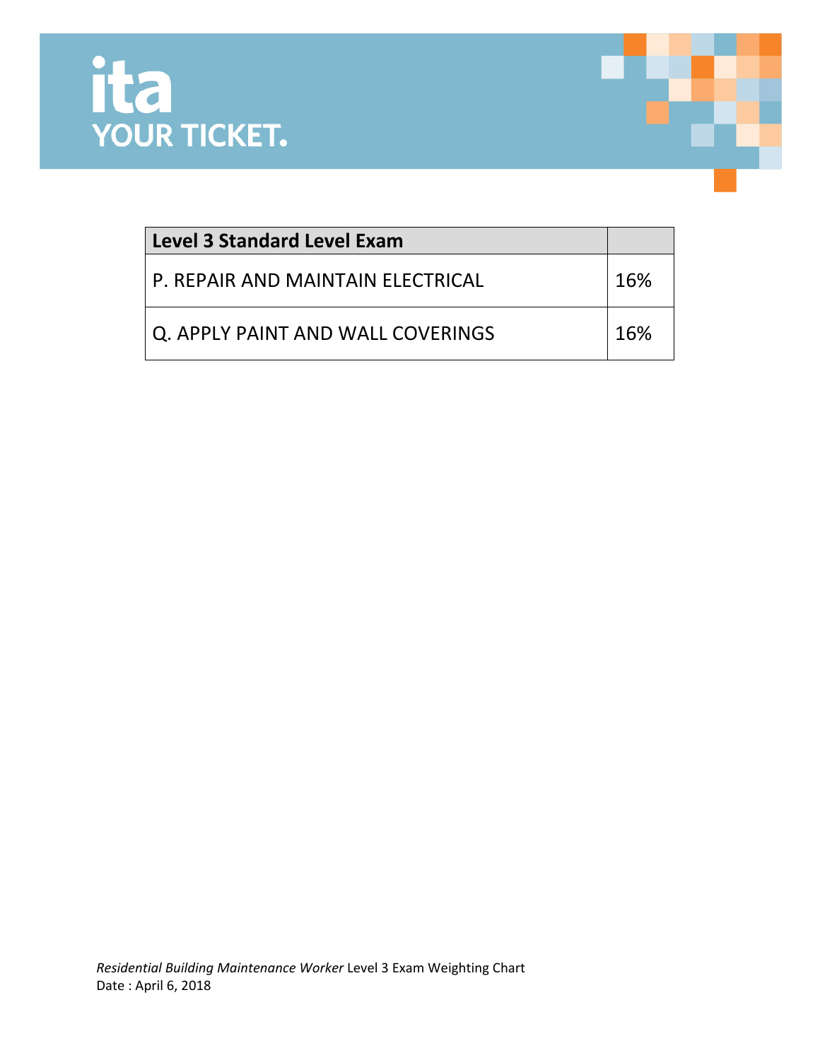| **Level 3 Standard Level Exam** | |
|---|---|
| P. REPAIR AND MAINTAIN ELECTRICAL | 16% |
| Q. APPLY PAINT AND WALL COVERINGS | 16% |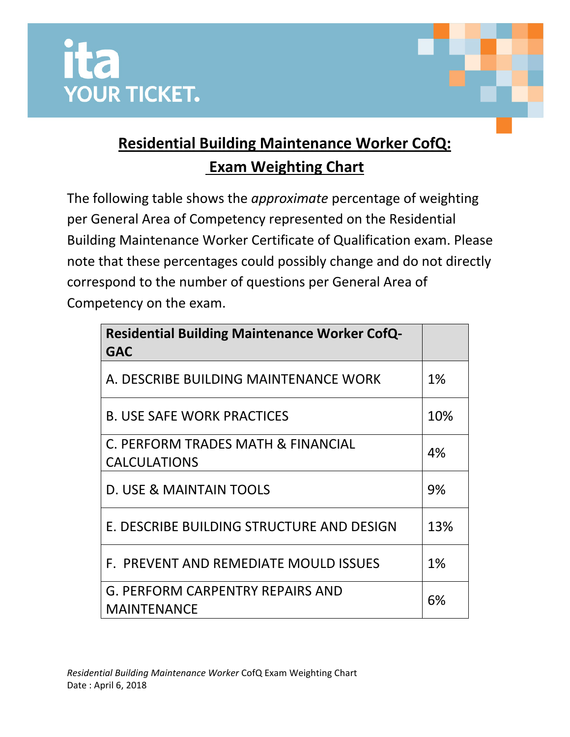ita
YOUR TICKET.

# Residential Building Maintenance Worker CofQ: Exam Weighting Chart

The following table shows the *approximate* percentage of weighting per General Area of Competency represented on the Residential Building Maintenance Worker Certificate of Qualification exam. Please note that these percentages could possibly change and do not directly correspond to the number of questions per General Area of Competency on the exam.

| **Residential Building Maintenance Worker CofQ-GAC** | |
|---|---|
| A. DESCRIBE BUILDING MAINTENANCE WORK | 1% |
| B. USE SAFE WORK PRACTICES | 10% |
| C. PERFORM TRADES MATH & FINANCIAL CALCULATIONS | 4% |
| D. USE & MAINTAIN TOOLS | 9% |
| E. DESCRIBE BUILDING STRUCTURE AND DESIGN | 13% |
| F. PREVENT AND REMEDIATE MOULD ISSUES | 1% |
| G. PERFORM CARPENTRY REPAIRS AND MAINTENANCE | 6% |

*Residential Building Maintenance Worker* CofQ Exam Weighting Chart
Date : April 6, 2018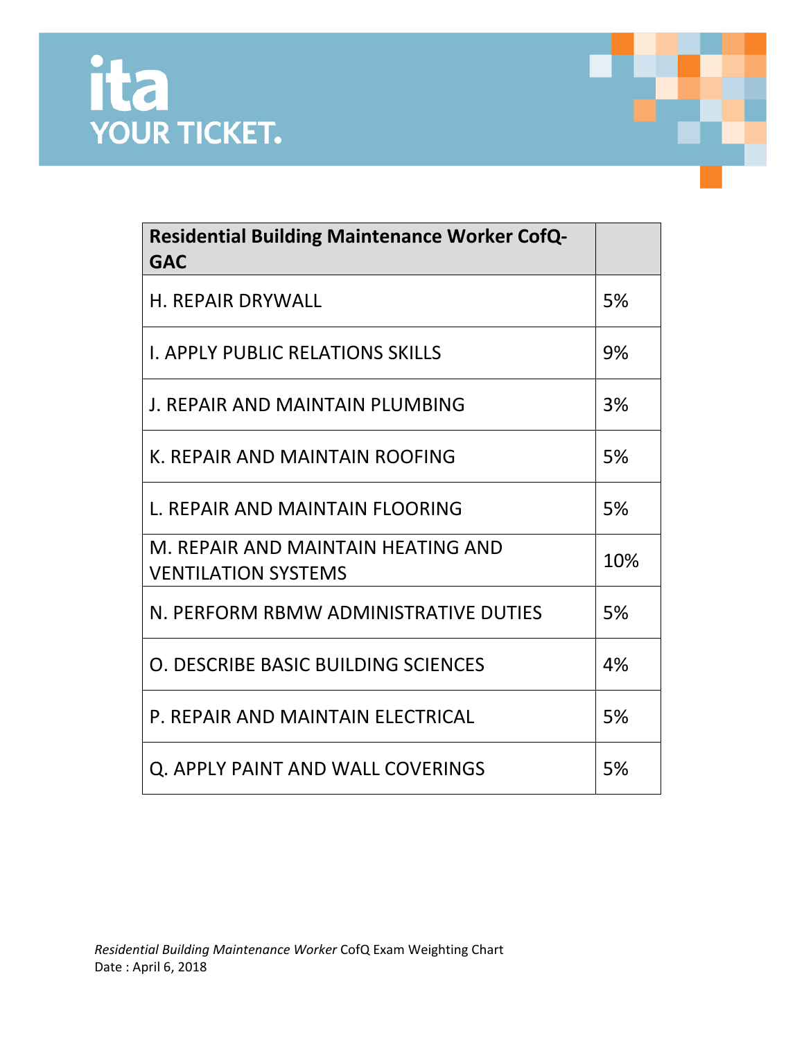| Residential Building Maintenance Worker CofQ-GAC | |
|---|---|
| H. REPAIR DRYWALL | 5% |
| I. APPLY PUBLIC RELATIONS SKILLS | 9% |
| J. REPAIR AND MAINTAIN PLUMBING | 3% |
| K. REPAIR AND MAINTAIN ROOFING | 5% |
| L. REPAIR AND MAINTAIN FLOORING | 5% |
| M. REPAIR AND MAINTAIN HEATING AND VENTILATION SYSTEMS | 10% |
| N. PERFORM RBMW ADMINISTRATIVE DUTIES | 5% |
| O. DESCRIBE BASIC BUILDING SCIENCES | 4% |
| P. REPAIR AND MAINTAIN ELECTRICAL | 5% |
| Q. APPLY PAINT AND WALL COVERINGS | 5% |